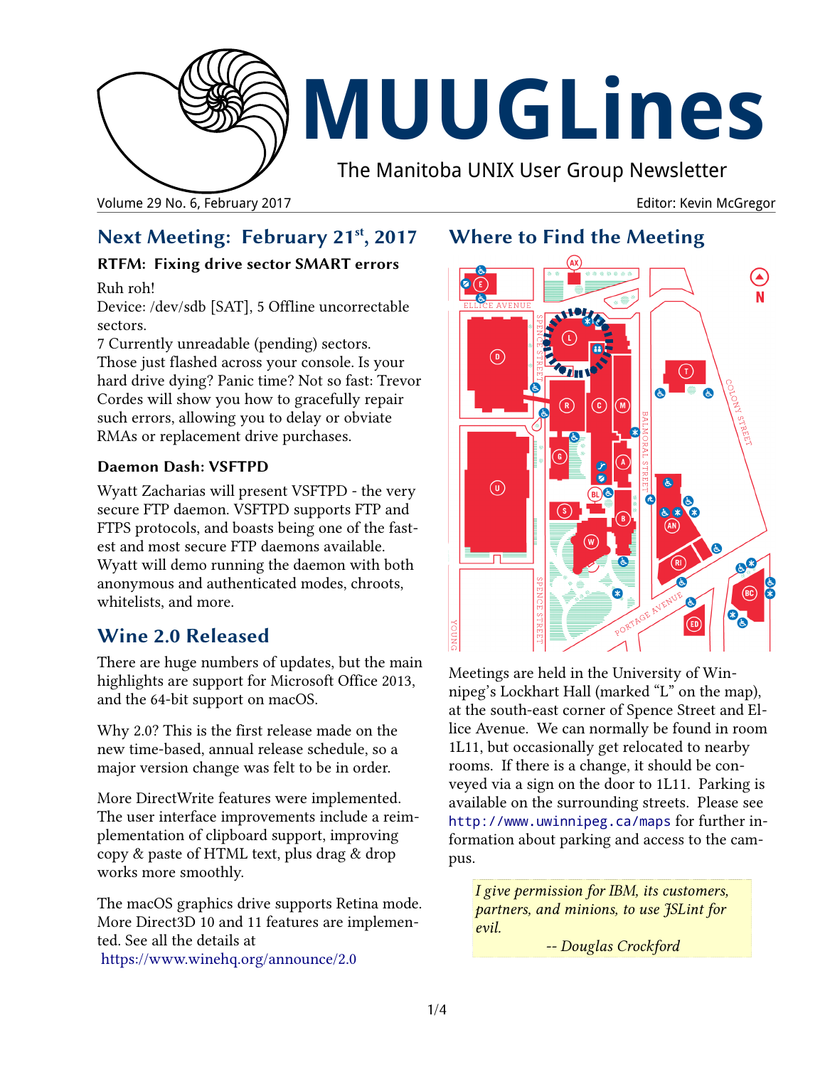# MUUGLines

The Manitoba UNIX User Group Newsletter

Volume 29 No. 6, February 2017 — Editor: Kevin McGregor

## Next Meeting: February 21st, 2017

### RTFM: Fixing drive sector SMART errors

Ruh roh!
Device: /dev/sdb [SAT], 5 Offline uncorrectable sectors.
7 Currently unreadable (pending) sectors.
Those just flashed across your console. Is your hard drive dying? Panic time? Not so fast: Trevor Cordes will show you how to gracefully repair such errors, allowing you to delay or obviate RMAs or replacement drive purchases.

### Daemon Dash: VSFTPD

Wyatt Zacharias will present VSFTPD - the very secure FTP daemon. VSFTPD supports FTP and FTPS protocols, and boasts being one of the fastest and most secure FTP daemons available. Wyatt will demo running the daemon with both anonymous and authenticated modes, chroots, whitelists, and more.

## Wine 2.0 Released

There are huge numbers of updates, but the main highlights are support for Microsoft Office 2013, and the 64-bit support on macOS.

Why 2.0? This is the first release made on the new time-based, annual release schedule, so a major version change was felt to be in order.

More DirectWrite features were implemented. The user interface improvements include a reimplementation of clipboard support, improving copy & paste of HTML text, plus drag & drop works more smoothly.

The macOS graphics drive supports Retina mode. More Direct3D 10 and 11 features are implemented. See all the details at
https://www.winehq.org/announce/2.0

## Where to Find the Meeting

Meetings are held in the University of Winnipeg's Lockhart Hall (marked "L" on the map), at the south-east corner of Spence Street and Ellice Avenue. We can normally be found in room 1L11, but occasionally get relocated to nearby rooms. If there is a change, it should be conveyed via a sign on the door to 1L11. Parking is available on the surrounding streets. Please see `http://www.uwinnipeg.ca/maps` for further information about parking and access to the campus.

> *I give permission for IBM, its customers, partners, and minions, to use JSLint for evil.*
>
> *-- Douglas Crockford*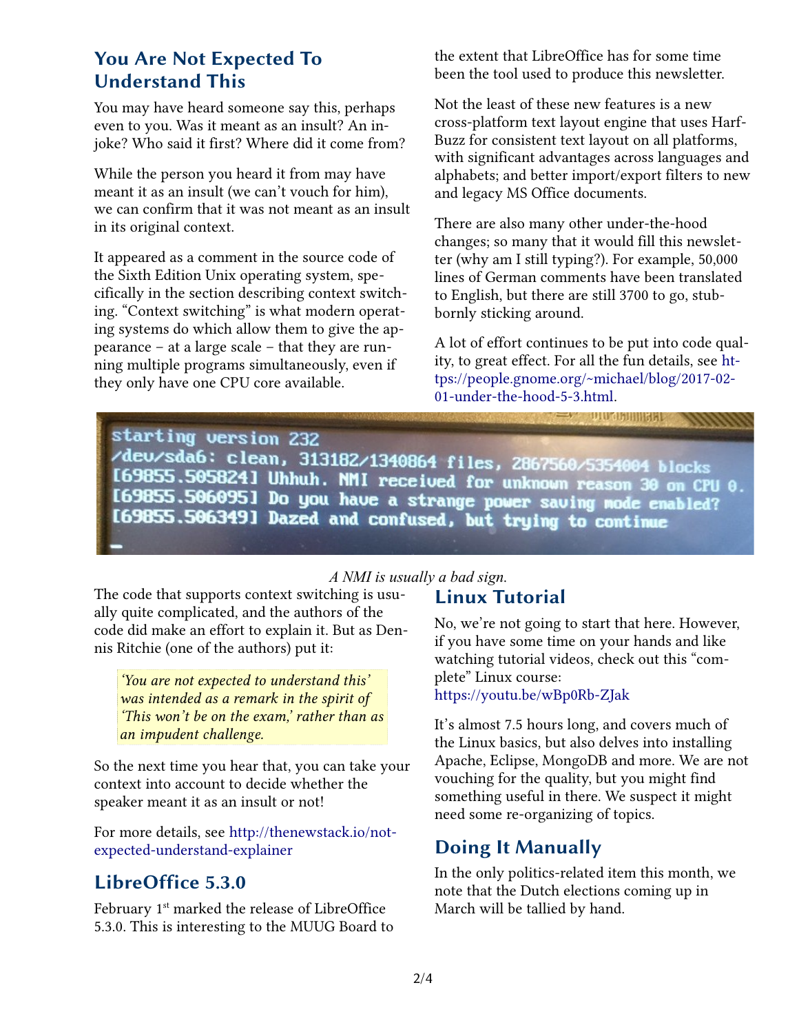## You Are Not Expected To Understand This

You may have heard someone say this, perhaps even to you. Was it meant as an insult? An in-joke? Who said it first? Where did it come from?

While the person you heard it from may have meant it as an insult (we can't vouch for him), we can confirm that it was not meant as an insult in its original context.

It appeared as a comment in the source code of the Sixth Edition Unix operating system, specifically in the section describing context switching. "Context switching" is what modern operating systems do which allow them to give the appearance – at a large scale – that they are running multiple programs simultaneously, even if they only have one CPU core available.

The code that supports context switching is usually quite complicated, and the authors of the code did make an effort to explain it. But as Dennis Ritchie (one of the authors) put it:

> *'You are not expected to understand this' was intended as a remark in the spirit of 'This won't be on the exam,' rather than as an impudent challenge.*

So the next time you hear that, you can take your context into account to decide whether the speaker meant it as an insult or not!

For more details, see http://thenewstack.io/not-expected-understand-explainer

## LibreOffice 5.3.0

February 1st marked the release of LibreOffice 5.3.0. This is interesting to the MUUG Board to the extent that LibreOffice has for some time been the tool used to produce this newsletter.

Not the least of these new features is a new cross-platform text layout engine that uses HarfBuzz for consistent text layout on all platforms, with significant advantages across languages and alphabets; and better import/export filters to new and legacy MS Office documents.

There are also many other under-the-hood changes; so many that it would fill this newsletter (why am I still typing?). For example, 50,000 lines of German comments have been translated to English, but there are still 3700 to go, stubbornly sticking around.

A lot of effort continues to be put into code quality, to great effect. For all the fun details, see https://people.gnome.org/~michael/blog/2017-02-01-under-the-hood-5-3.html.

```
starting version 232
/dev/sda6: clean, 313182/1340864 files, 2867560/5354004 blocks
[69855.505824] Uhhuh. NMI received for unknown reason 30 on CPU 0.
[69855.506095] Do you have a strange power saving mode enabled?
[69855.506349] Dazed and confused, but trying to continue
_
```

*A NMI is usually a bad sign.*

## Linux Tutorial

No, we're not going to start that here. However, if you have some time on your hands and like watching tutorial videos, check out this "complete" Linux course:
https://youtu.be/wBp0Rb-ZJak

It's almost 7.5 hours long, and covers much of the Linux basics, but also delves into installing Apache, Eclipse, MongoDB and more. We are not vouching for the quality, but you might find something useful in there. We suspect it might need some re-organizing of topics.

## Doing It Manually

In the only politics-related item this month, we note that the Dutch elections coming up in March will be tallied by hand.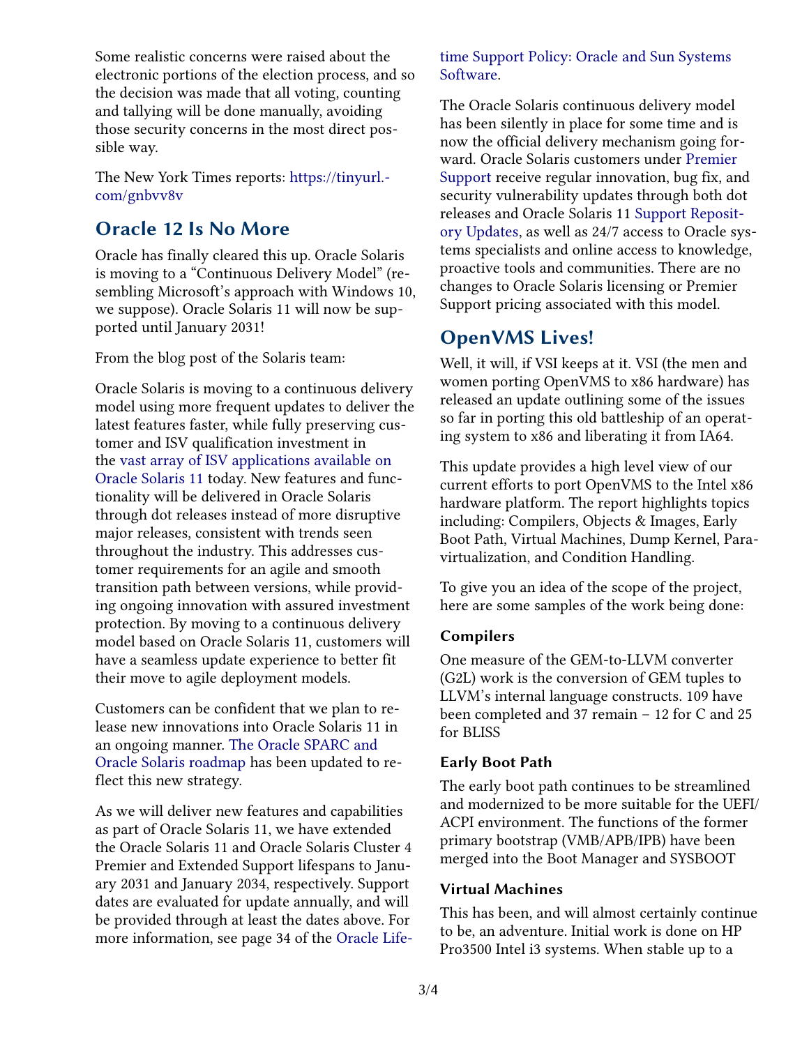Some realistic concerns were raised about the electronic portions of the election process, and so the decision was made that all voting, counting and tallying will be done manually, avoiding those security concerns in the most direct possible way.

The New York Times reports: https://tinyurl.com/gnbvv8v

## Oracle 12 Is No More

Oracle has finally cleared this up. Oracle Solaris is moving to a "Continuous Delivery Model" (resembling Microsoft's approach with Windows 10, we suppose). Oracle Solaris 11 will now be supported until January 2031!

From the blog post of the Solaris team:

Oracle Solaris is moving to a continuous delivery model using more frequent updates to deliver the latest features faster, while fully preserving customer and ISV qualification investment in the vast array of ISV applications available on Oracle Solaris 11 today. New features and functionality will be delivered in Oracle Solaris through dot releases instead of more disruptive major releases, consistent with trends seen throughout the industry. This addresses customer requirements for an agile and smooth transition path between versions, while providing ongoing innovation with assured investment protection. By moving to a continuous delivery model based on Oracle Solaris 11, customers will have a seamless update experience to better fit their move to agile deployment models.

Customers can be confident that we plan to release new innovations into Oracle Solaris 11 in an ongoing manner. The Oracle SPARC and Oracle Solaris roadmap has been updated to reflect this new strategy.

As we will deliver new features and capabilities as part of Oracle Solaris 11, we have extended the Oracle Solaris 11 and Oracle Solaris Cluster 4 Premier and Extended Support lifespans to January 2031 and January 2034, respectively. Support dates are evaluated for update annually, and will be provided through at least the dates above. For more information, see page 34 of the Oracle Lifetime Support Policy: Oracle and Sun Systems Software.

The Oracle Solaris continuous delivery model has been silently in place for some time and is now the official delivery mechanism going forward. Oracle Solaris customers under Premier Support receive regular innovation, bug fix, and security vulnerability updates through both dot releases and Oracle Solaris 11 Support Repository Updates, as well as 24/7 access to Oracle systems specialists and online access to knowledge, proactive tools and communities. There are no changes to Oracle Solaris licensing or Premier Support pricing associated with this model.

## OpenVMS Lives!

Well, it will, if VSI keeps at it. VSI (the men and women porting OpenVMS to x86 hardware) has released an update outlining some of the issues so far in porting this old battleship of an operating system to x86 and liberating it from IA64.

This update provides a high level view of our current efforts to port OpenVMS to the Intel x86 hardware platform. The report highlights topics including: Compilers, Objects & Images, Early Boot Path, Virtual Machines, Dump Kernel, Paravirtualization, and Condition Handling.

To give you an idea of the scope of the project, here are some samples of the work being done:

### Compilers

One measure of the GEM-to-LLVM converter (G2L) work is the conversion of GEM tuples to LLVM's internal language constructs. 109 have been completed and 37 remain – 12 for C and 25 for BLISS

### Early Boot Path

The early boot path continues to be streamlined and modernized to be more suitable for the UEFI/ACPI environment. The functions of the former primary bootstrap (VMB/APB/IPB) have been merged into the Boot Manager and SYSBOOT

### Virtual Machines

This has been, and will almost certainly continue to be, an adventure. Initial work is done on HP Pro3500 Intel i3 systems. When stable up to a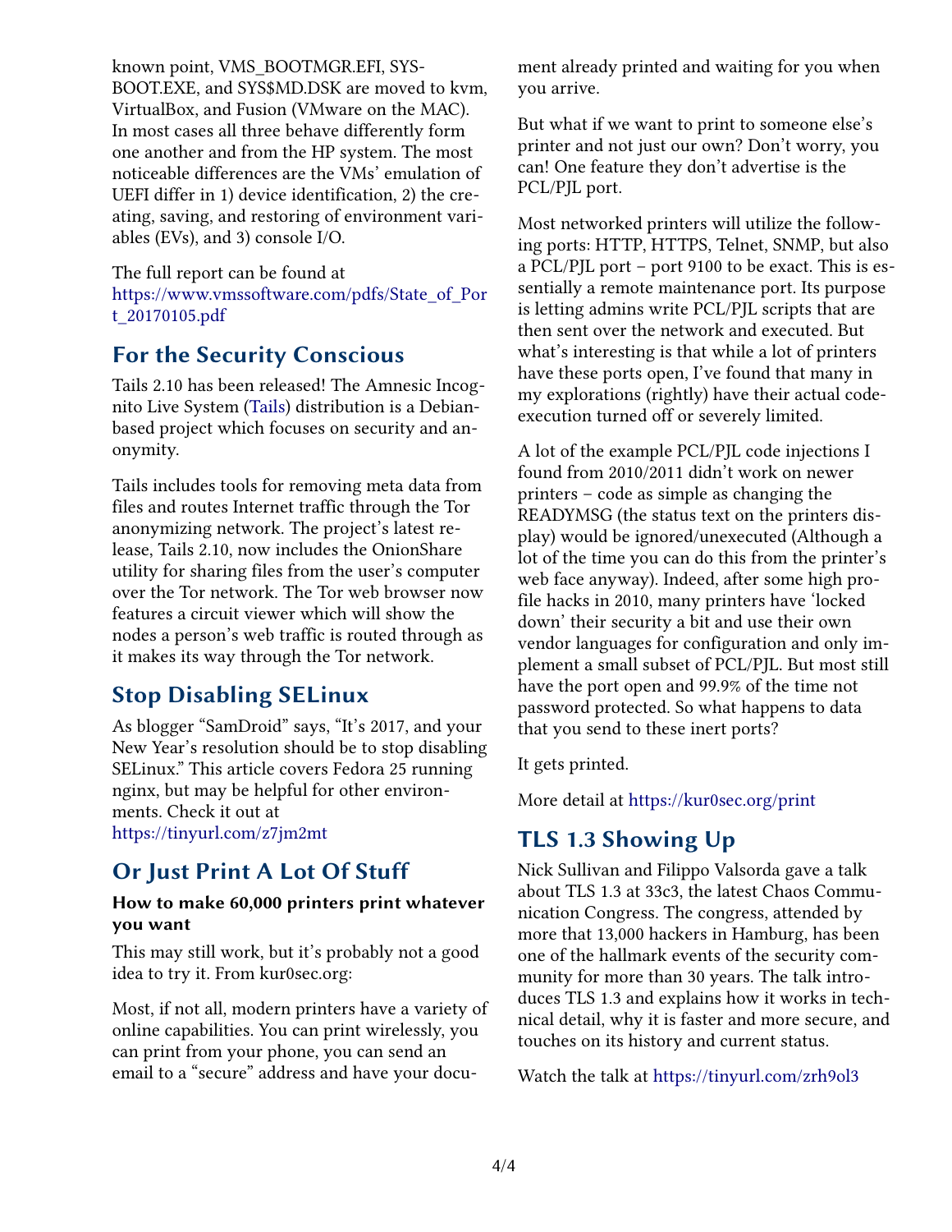known point, VMS_BOOTMGR.EFI, SYSBOOT.EXE, and SYS$MD.DSK are moved to kvm, VirtualBox, and Fusion (VMware on the MAC). In most cases all three behave differently form one another and from the HP system. The most noticeable differences are the VMs' emulation of UEFI differ in 1) device identification, 2) the creating, saving, and restoring of environment variables (EVs), and 3) console I/O.

The full report can be found at https://www.vmssoftware.com/pdfs/State_of_Port_20170105.pdf

## For the Security Conscious

Tails 2.10 has been released! The Amnesic Incognito Live System (Tails) distribution is a Debian-based project which focuses on security and anonymity.

Tails includes tools for removing meta data from files and routes Internet traffic through the Tor anonymizing network. The project's latest release, Tails 2.10, now includes the OnionShare utility for sharing files from the user's computer over the Tor network. The Tor web browser now features a circuit viewer which will show the nodes a person's web traffic is routed through as it makes its way through the Tor network.

## Stop Disabling SELinux

As blogger "SamDroid" says, "It's 2017, and your New Year's resolution should be to stop disabling SELinux." This article covers Fedora 25 running nginx, but may be helpful for other environments. Check it out at https://tinyurl.com/z7jm2mt

## Or Just Print A Lot Of Stuff

**How to make 60,000 printers print whatever you want**

This may still work, but it's probably not a good idea to try it. From kur0sec.org:

Most, if not all, modern printers have a variety of online capabilities. You can print wirelessly, you can print from your phone, you can send an email to a "secure" address and have your document already printed and waiting for you when you arrive.

But what if we want to print to someone else's printer and not just our own? Don't worry, you can! One feature they don't advertise is the PCL/PJL port.

Most networked printers will utilize the following ports: HTTP, HTTPS, Telnet, SNMP, but also a PCL/PJL port – port 9100 to be exact. This is essentially a remote maintenance port. Its purpose is letting admins write PCL/PJL scripts that are then sent over the network and executed. But what's interesting is that while a lot of printers have these ports open, I've found that many in my explorations (rightly) have their actual code-execution turned off or severely limited.

A lot of the example PCL/PJL code injections I found from 2010/2011 didn't work on newer printers – code as simple as changing the READYMSG (the status text on the printers display) would be ignored/unexecuted (Although a lot of the time you can do this from the printer's web face anyway). Indeed, after some high profile hacks in 2010, many printers have 'locked down' their security a bit and use their own vendor languages for configuration and only implement a small subset of PCL/PJL. But most still have the port open and 99.9% of the time not password protected. So what happens to data that you send to these inert ports?

It gets printed.

More detail at https://kur0sec.org/print

## TLS 1.3 Showing Up

Nick Sullivan and Filippo Valsorda gave a talk about TLS 1.3 at 33c3, the latest Chaos Communication Congress. The congress, attended by more that 13,000 hackers in Hamburg, has been one of the hallmark events of the security community for more than 30 years. The talk introduces TLS 1.3 and explains how it works in technical detail, why it is faster and more secure, and touches on its history and current status.

Watch the talk at https://tinyurl.com/zrh9ol3